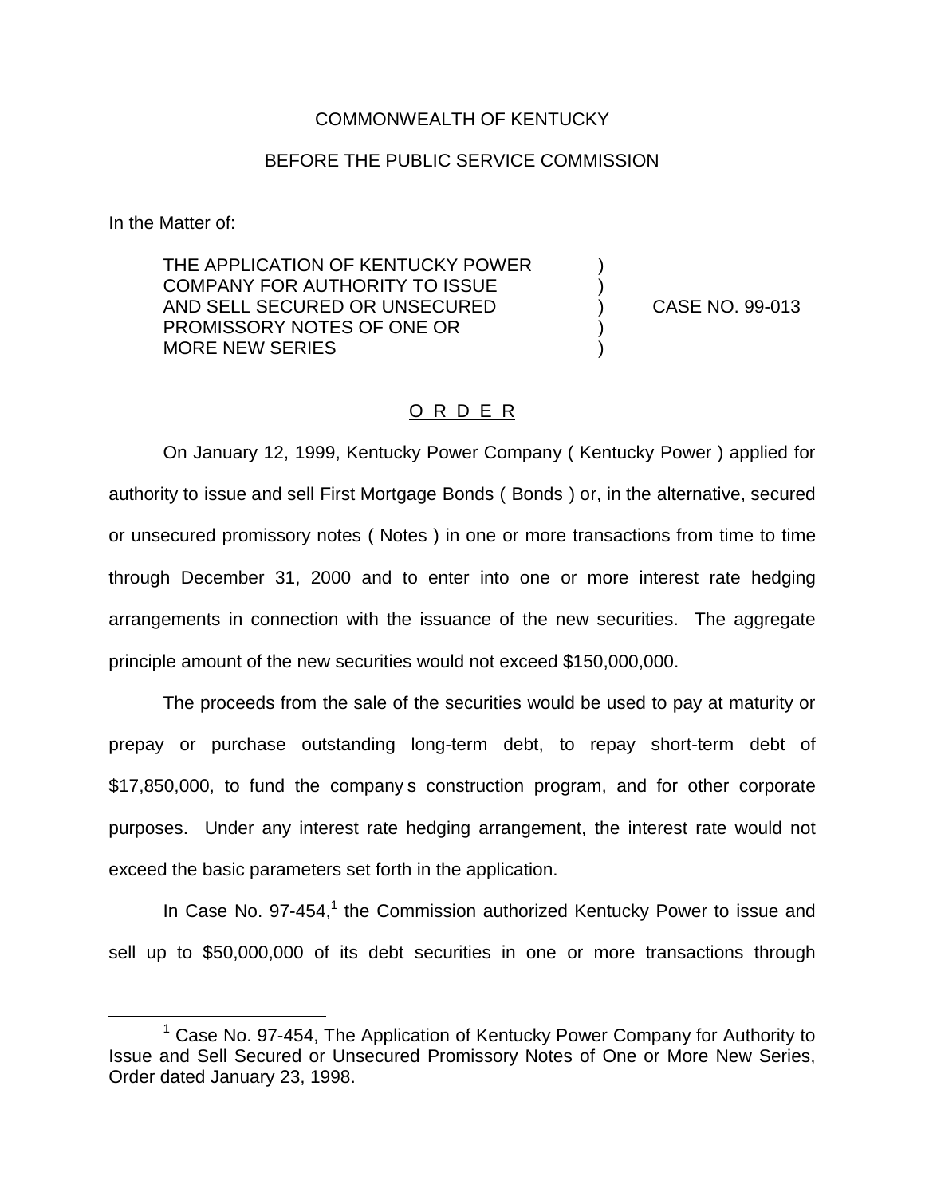COMMONWEALTH OF KENTUCKY

BEFORE THE PUBLIC SERVICE COMMISSION

In the Matter of:

THE APPLICATION OF KENTUCKY POWER COMPANY FOR AUTHORITY TO ISSUE AND SELL SECURED OR UNSECURED PROMISSORY NOTES OF ONE OR MORE NEW SERIES ) CASE NO. 99-013

O R D E R

On January 12, 1999, Kentucky Power Company ( Kentucky Power ) applied for authority to issue and sell First Mortgage Bonds ( Bonds ) or, in the alternative, secured or unsecured promissory notes ( Notes ) in one or more transactions from time to time through December 31, 2000 and to enter into one or more interest rate hedging arrangements in connection with the issuance of the new securities. The aggregate principle amount of the new securities would not exceed $150,000,000.

The proceeds from the sale of the securities would be used to pay at maturity or prepay or purchase outstanding long-term debt, to repay short-term debt of $17,850,000, to fund the company s construction program, and for other corporate purposes. Under any interest rate hedging arrangement, the interest rate would not exceed the basic parameters set forth in the application.

In Case No. 97-454,[1] the Commission authorized Kentucky Power to issue and sell up to $50,000,000 of its debt securities in one or more transactions through

[1] Case No. 97-454, The Application of Kentucky Power Company for Authority to Issue and Sell Secured or Unsecured Promissory Notes of One or More New Series, Order dated January 23, 1998.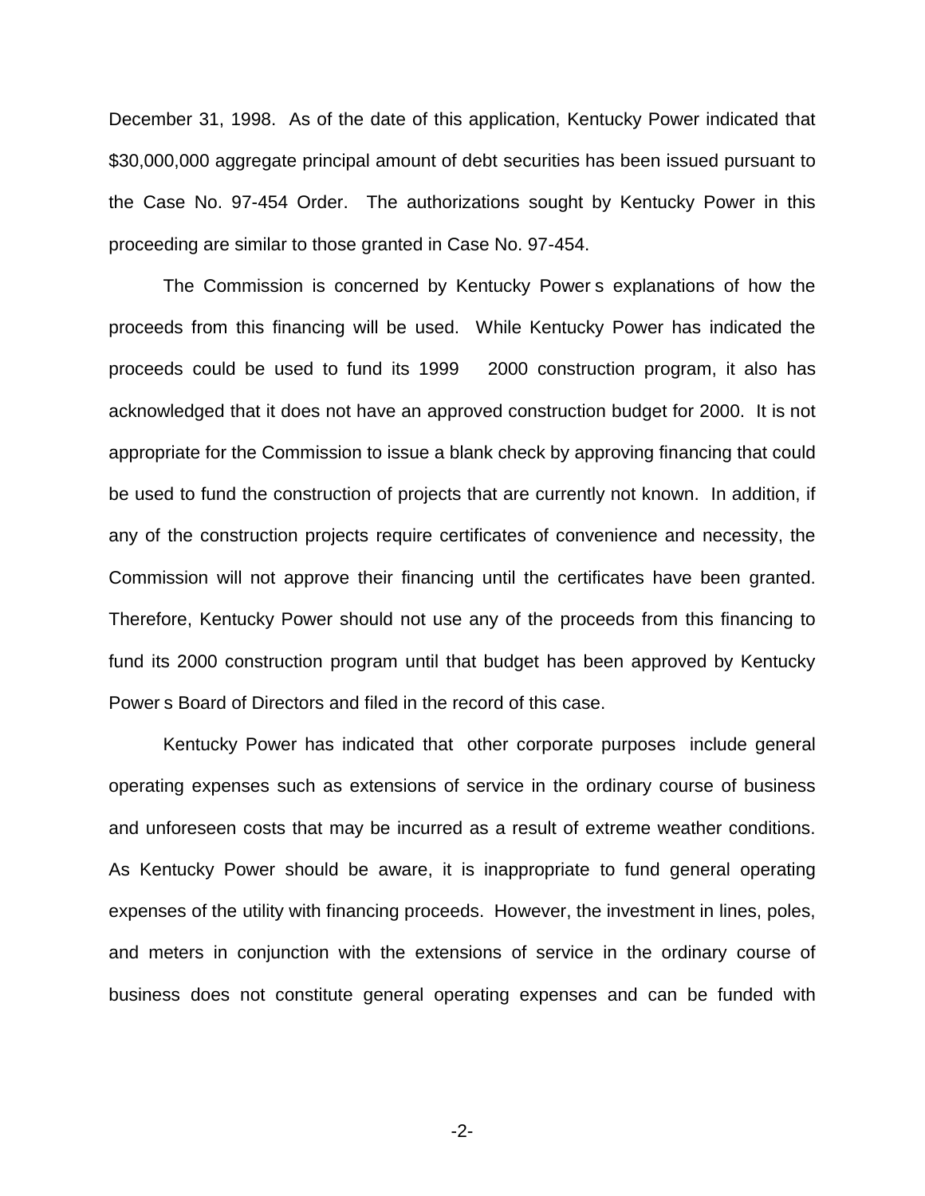December 31, 1998. As of the date of this application, Kentucky Power indicated that $30,000,000 aggregate principal amount of debt securities has been issued pursuant to the Case No. 97-454 Order. The authorizations sought by Kentucky Power in this proceeding are similar to those granted in Case No. 97-454.

The Commission is concerned by Kentucky Power s explanations of how the proceeds from this financing will be used. While Kentucky Power has indicated the proceeds could be used to fund its 1999 2000 construction program, it also has acknowledged that it does not have an approved construction budget for 2000. It is not appropriate for the Commission to issue a blank check by approving financing that could be used to fund the construction of projects that are currently not known. In addition, if any of the construction projects require certificates of convenience and necessity, the Commission will not approve their financing until the certificates have been granted. Therefore, Kentucky Power should not use any of the proceeds from this financing to fund its 2000 construction program until that budget has been approved by Kentucky Power s Board of Directors and filed in the record of this case.

Kentucky Power has indicated that other corporate purposes include general operating expenses such as extensions of service in the ordinary course of business and unforeseen costs that may be incurred as a result of extreme weather conditions. As Kentucky Power should be aware, it is inappropriate to fund general operating expenses of the utility with financing proceeds. However, the investment in lines, poles, and meters in conjunction with the extensions of service in the ordinary course of business does not constitute general operating expenses and can be funded with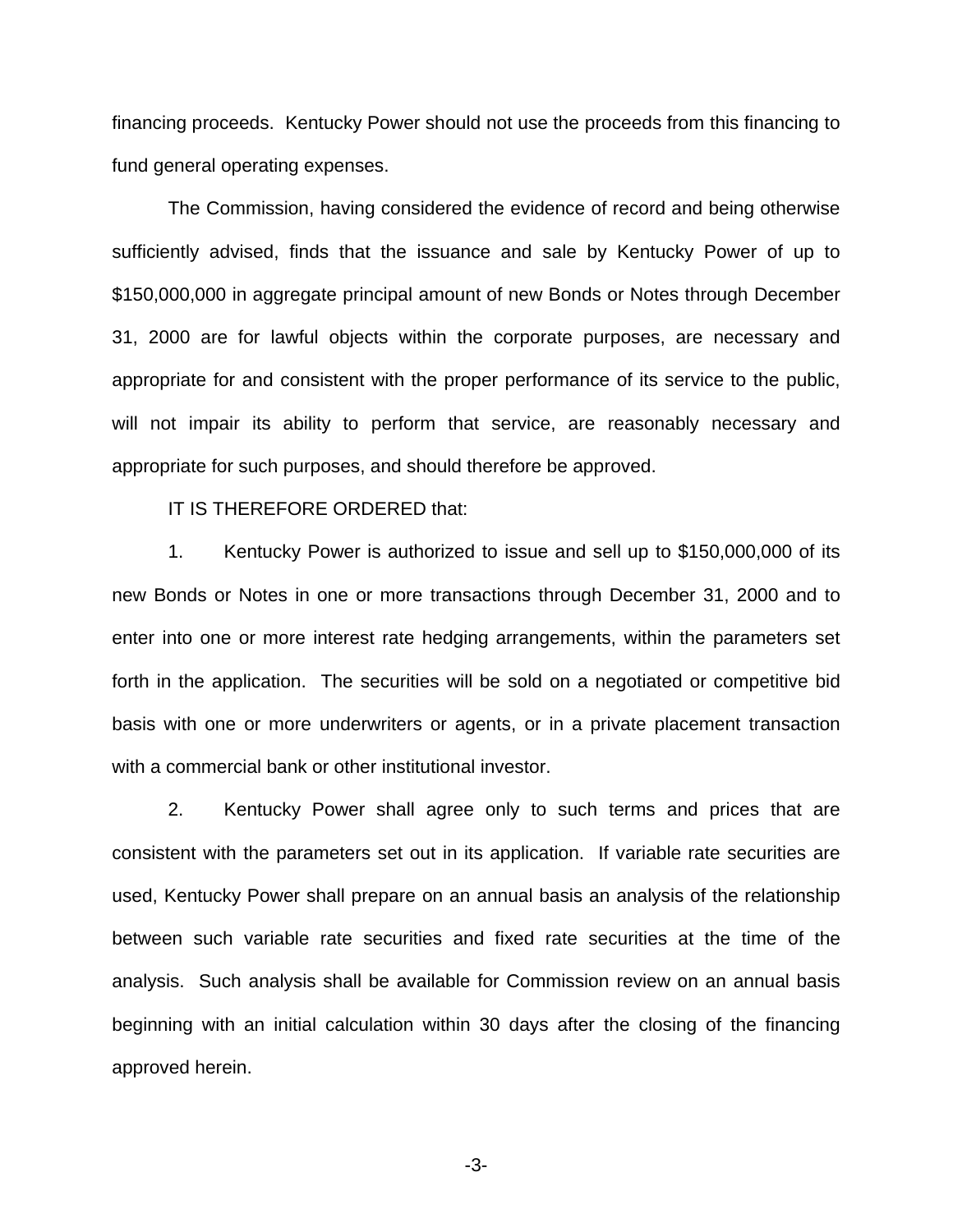financing proceeds. Kentucky Power should not use the proceeds from this financing to fund general operating expenses.

The Commission, having considered the evidence of record and being otherwise sufficiently advised, finds that the issuance and sale by Kentucky Power of up to $150,000,000 in aggregate principal amount of new Bonds or Notes through December 31, 2000 are for lawful objects within the corporate purposes, are necessary and appropriate for and consistent with the proper performance of its service to the public, will not impair its ability to perform that service, are reasonably necessary and appropriate for such purposes, and should therefore be approved.

IT IS THEREFORE ORDERED that:

1. Kentucky Power is authorized to issue and sell up to $150,000,000 of its new Bonds or Notes in one or more transactions through December 31, 2000 and to enter into one or more interest rate hedging arrangements, within the parameters set forth in the application. The securities will be sold on a negotiated or competitive bid basis with one or more underwriters or agents, or in a private placement transaction with a commercial bank or other institutional investor.

2. Kentucky Power shall agree only to such terms and prices that are consistent with the parameters set out in its application. If variable rate securities are used, Kentucky Power shall prepare on an annual basis an analysis of the relationship between such variable rate securities and fixed rate securities at the time of the analysis. Such analysis shall be available for Commission review on an annual basis beginning with an initial calculation within 30 days after the closing of the financing approved herein.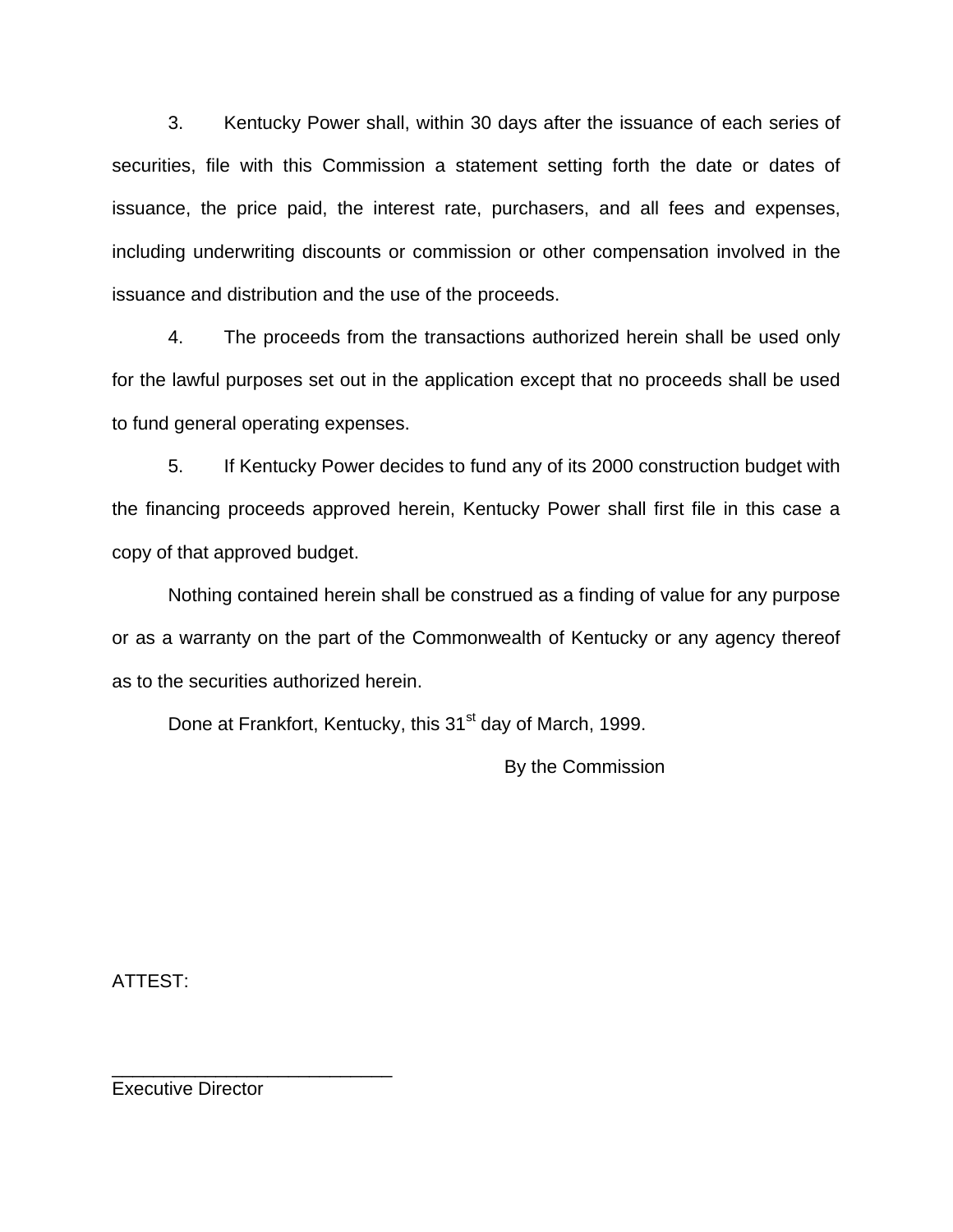3. Kentucky Power shall, within 30 days after the issuance of each series of securities, file with this Commission a statement setting forth the date or dates of issuance, the price paid, the interest rate, purchasers, and all fees and expenses, including underwriting discounts or commission or other compensation involved in the issuance and distribution and the use of the proceeds.

4. The proceeds from the transactions authorized herein shall be used only for the lawful purposes set out in the application except that no proceeds shall be used to fund general operating expenses.

5. If Kentucky Power decides to fund any of its 2000 construction budget with the financing proceeds approved herein, Kentucky Power shall first file in this case a copy of that approved budget.

Nothing contained herein shall be construed as a finding of value for any purpose or as a warranty on the part of the Commonwealth of Kentucky or any agency thereof as to the securities authorized herein.

Done at Frankfort, Kentucky, this 31st day of March, 1999.

By the Commission

ATTEST:

\_\_\_\_\_\_\_\_\_\_\_\_\_\_\_\_\_\_\_\_\_\_\_\_\_\_\_
Executive Director